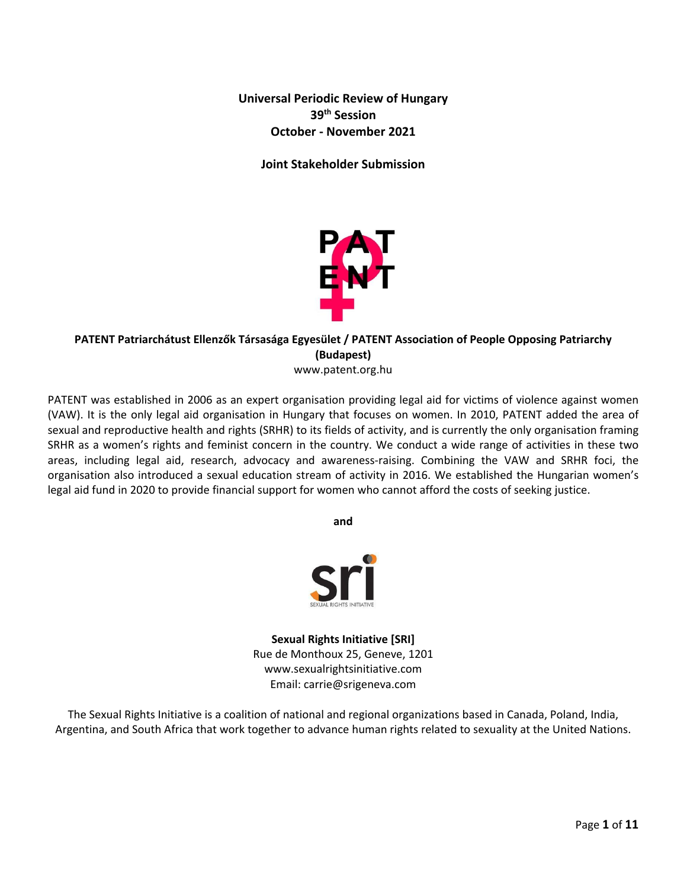**Universal Periodic Review of Hungary**
**39th Session**
**October - November 2021**

**Joint Stakeholder Submission**

**PATENT Patriarchátust Ellenzők Társasága Egyesület / PATENT Association of People Opposing Patriarchy (Budapest)**
www.patent.org.hu

PATENT was established in 2006 as an expert organisation providing legal aid for victims of violence against women (VAW). It is the only legal aid organisation in Hungary that focuses on women. In 2010, PATENT added the area of sexual and reproductive health and rights (SRHR) to its fields of activity, and is currently the only organisation framing SRHR as a women's rights and feminist concern in the country. We conduct a wide range of activities in these two areas, including legal aid, research, advocacy and awareness-raising. Combining the VAW and SRHR foci, the organisation also introduced a sexual education stream of activity in 2016. We established the Hungarian women's legal aid fund in 2020 to provide financial support for women who cannot afford the costs of seeking justice.

**and**

**Sexual Rights Initiative [SRI]**
Rue de Monthoux 25, Geneve, 1201
www.sexualrightsinitiative.com
Email: carrie@srigeneva.com

The Sexual Rights Initiative is a coalition of national and regional organizations based in Canada, Poland, India, Argentina, and South Africa that work together to advance human rights related to sexuality at the United Nations.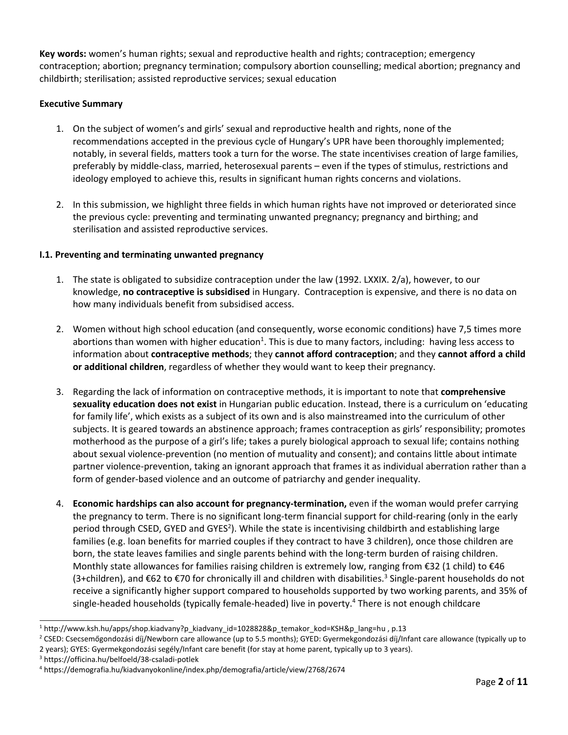**Key words:** women's human rights; sexual and reproductive health and rights; contraception; emergency contraception; abortion; pregnancy termination; compulsory abortion counselling; medical abortion; pregnancy and childbirth; sterilisation; assisted reproductive services; sexual education

**Executive Summary**

1. On the subject of women's and girls' sexual and reproductive health and rights, none of the recommendations accepted in the previous cycle of Hungary's UPR have been thoroughly implemented; notably, in several fields, matters took a turn for the worse. The state incentivises creation of large families, preferably by middle-class, married, heterosexual parents – even if the types of stimulus, restrictions and ideology employed to achieve this, results in significant human rights concerns and violations.

2. In this submission, we highlight three fields in which human rights have not improved or deteriorated since the previous cycle: preventing and terminating unwanted pregnancy; pregnancy and birthing; and sterilisation and assisted reproductive services.

**I.1. Preventing and terminating unwanted pregnancy**

1. The state is obligated to subsidize contraception under the law (1992. LXXIX. 2/a), however, to our knowledge, **no contraceptive is subsidised** in Hungary. Contraception is expensive, and there is no data on how many individuals benefit from subsidised access.

2. Women without high school education (and consequently, worse economic conditions) have 7,5 times more abortions than women with higher education[1]. This is due to many factors, including: having less access to information about **contraceptive methods**; they **cannot afford contraception**; and they **cannot afford a child or additional children**, regardless of whether they would want to keep their pregnancy.

3. Regarding the lack of information on contraceptive methods, it is important to note that **comprehensive sexuality education does not exist** in Hungarian public education. Instead, there is a curriculum on 'educating for family life', which exists as a subject of its own and is also mainstreamed into the curriculum of other subjects. It is geared towards an abstinence approach; frames contraception as girls' responsibility; promotes motherhood as the purpose of a girl's life; takes a purely biological approach to sexual life; contains nothing about sexual violence-prevention (no mention of mutuality and consent); and contains little about intimate partner violence-prevention, taking an ignorant approach that frames it as individual aberration rather than a form of gender-based violence and an outcome of patriarchy and gender inequality.

4. **Economic hardships can also account for pregnancy-termination,** even if the woman would prefer carrying the pregnancy to term. There is no significant long-term financial support for child-rearing (only in the early period through CSED, GYED and GYES[2]). While the state is incentivising childbirth and establishing large families (e.g. loan benefits for married couples if they contract to have 3 children), once those children are born, the state leaves families and single parents behind with the long-term burden of raising children. Monthly state allowances for families raising children is extremely low, ranging from €32 (1 child) to €46 (3+children), and €62 to €70 for chronically ill and children with disabilities.[3] Single-parent households do not receive a significantly higher support compared to households supported by two working parents, and 35% of single-headed households (typically female-headed) live in poverty.[4] There is not enough childcare

---

[1] http://www.ksh.hu/apps/shop.kiadvany?p_kiadvany_id=1028828&p_temakor_kod=KSH&p_lang=hu , p.13

[2] CSED: Csecsemőgondozási díj/Newborn care allowance (up to 5.5 months); GYED: Gyermekgondozási díj/Infant care allowance (typically up to 2 years); GYES: Gyermekgondozási segély/Infant care benefit (for stay at home parent, typically up to 3 years).

[3] https://officina.hu/belfoeld/38-csaladi-potlek

[4] https://demografia.hu/kiadvanyokonline/index.php/demografia/article/view/2768/2674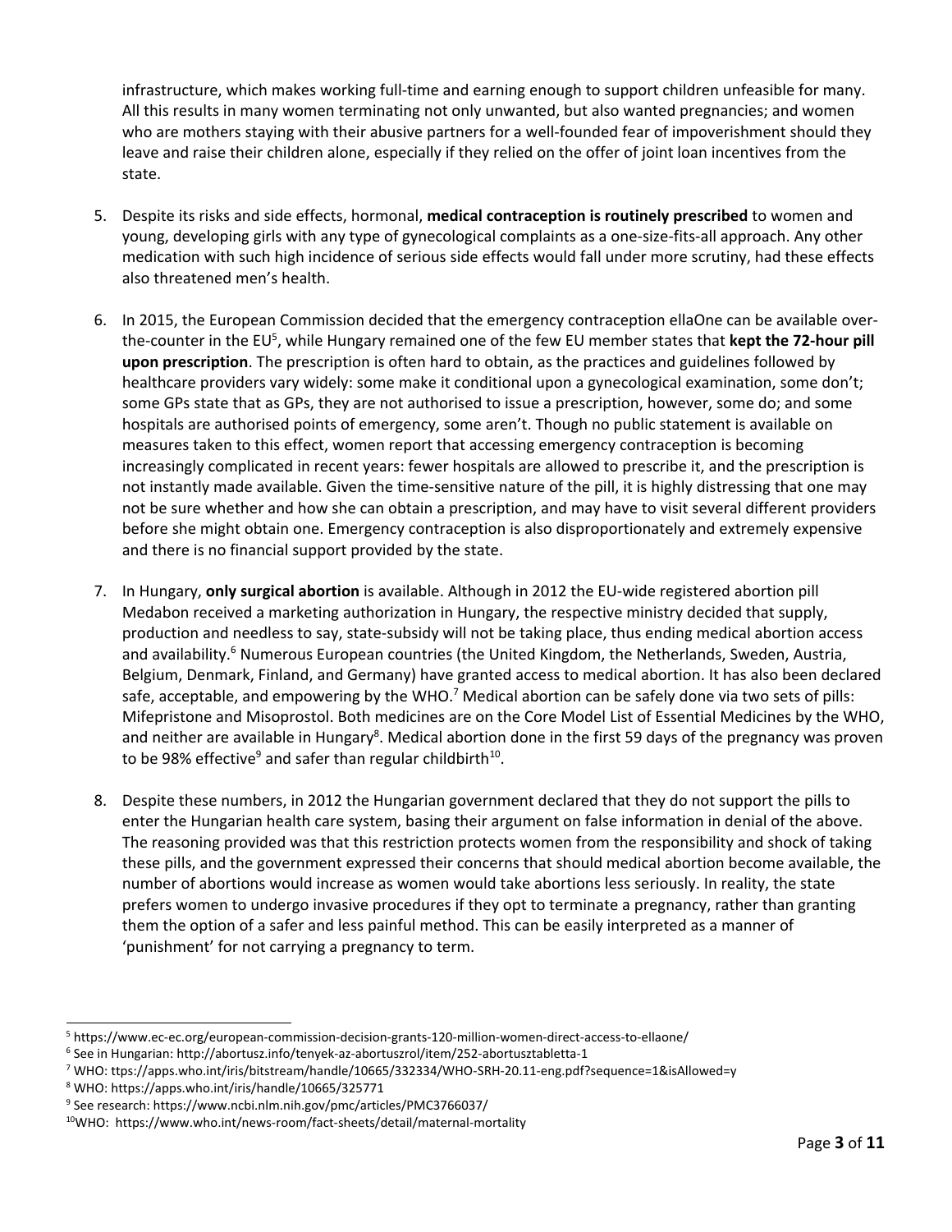infrastructure, which makes working full-time and earning enough to support children unfeasible for many. All this results in many women terminating not only unwanted, but also wanted pregnancies; and women who are mothers staying with their abusive partners for a well-founded fear of impoverishment should they leave and raise their children alone, especially if they relied on the offer of joint loan incentives from the state.

5. Despite its risks and side effects, hormonal, **medical contraception is routinely prescribed** to women and young, developing girls with any type of gynecological complaints as a one-size-fits-all approach. Any other medication with such high incidence of serious side effects would fall under more scrutiny, had these effects also threatened men's health.

6. In 2015, the European Commission decided that the emergency contraception ellaOne can be available over-the-counter in the EU[5], while Hungary remained one of the few EU member states that **kept the 72-hour pill upon prescription**. The prescription is often hard to obtain, as the practices and guidelines followed by healthcare providers vary widely: some make it conditional upon a gynecological examination, some don't; some GPs state that as GPs, they are not authorised to issue a prescription, however, some do; and some hospitals are authorised points of emergency, some aren't. Though no public statement is available on measures taken to this effect, women report that accessing emergency contraception is becoming increasingly complicated in recent years: fewer hospitals are allowed to prescribe it, and the prescription is not instantly made available. Given the time-sensitive nature of the pill, it is highly distressing that one may not be sure whether and how she can obtain a prescription, and may have to visit several different providers before she might obtain one. Emergency contraception is also disproportionately and extremely expensive and there is no financial support provided by the state.

7. In Hungary, **only surgical abortion** is available. Although in 2012 the EU-wide registered abortion pill Medabon received a marketing authorization in Hungary, the respective ministry decided that supply, production and needless to say, state-subsidy will not be taking place, thus ending medical abortion access and availability.[6] Numerous European countries (the United Kingdom, the Netherlands, Sweden, Austria, Belgium, Denmark, Finland, and Germany) have granted access to medical abortion. It has also been declared safe, acceptable, and empowering by the WHO.[7] Medical abortion can be safely done via two sets of pills: Mifepristone and Misoprostol. Both medicines are on the Core Model List of Essential Medicines by the WHO, and neither are available in Hungary[8]. Medical abortion done in the first 59 days of the pregnancy was proven to be 98% effective[9] and safer than regular childbirth[10].

8. Despite these numbers, in 2012 the Hungarian government declared that they do not support the pills to enter the Hungarian health care system, basing their argument on false information in denial of the above. The reasoning provided was that this restriction protects women from the responsibility and shock of taking these pills, and the government expressed their concerns that should medical abortion become available, the number of abortions would increase as women would take abortions less seriously. In reality, the state prefers women to undergo invasive procedures if they opt to terminate a pregnancy, rather than granting them the option of a safer and less painful method. This can be easily interpreted as a manner of 'punishment' for not carrying a pregnancy to term.

---

[5] https://www.ec-ec.org/european-commission-decision-grants-120-million-women-direct-access-to-ellaone/

[6] See in Hungarian: http://abortusz.info/tenyek-az-abortuszrol/item/252-abortusztabletta-1

[7] WHO: ttps://apps.who.int/iris/bitstream/handle/10665/332334/WHO-SRH-20.11-eng.pdf?sequence=1&isAllowed=y

[8] WHO: https://apps.who.int/iris/handle/10665/325771

[9] See research: https://www.ncbi.nlm.nih.gov/pmc/articles/PMC3766037/

[10] WHO: https://www.who.int/news-room/fact-sheets/detail/maternal-mortality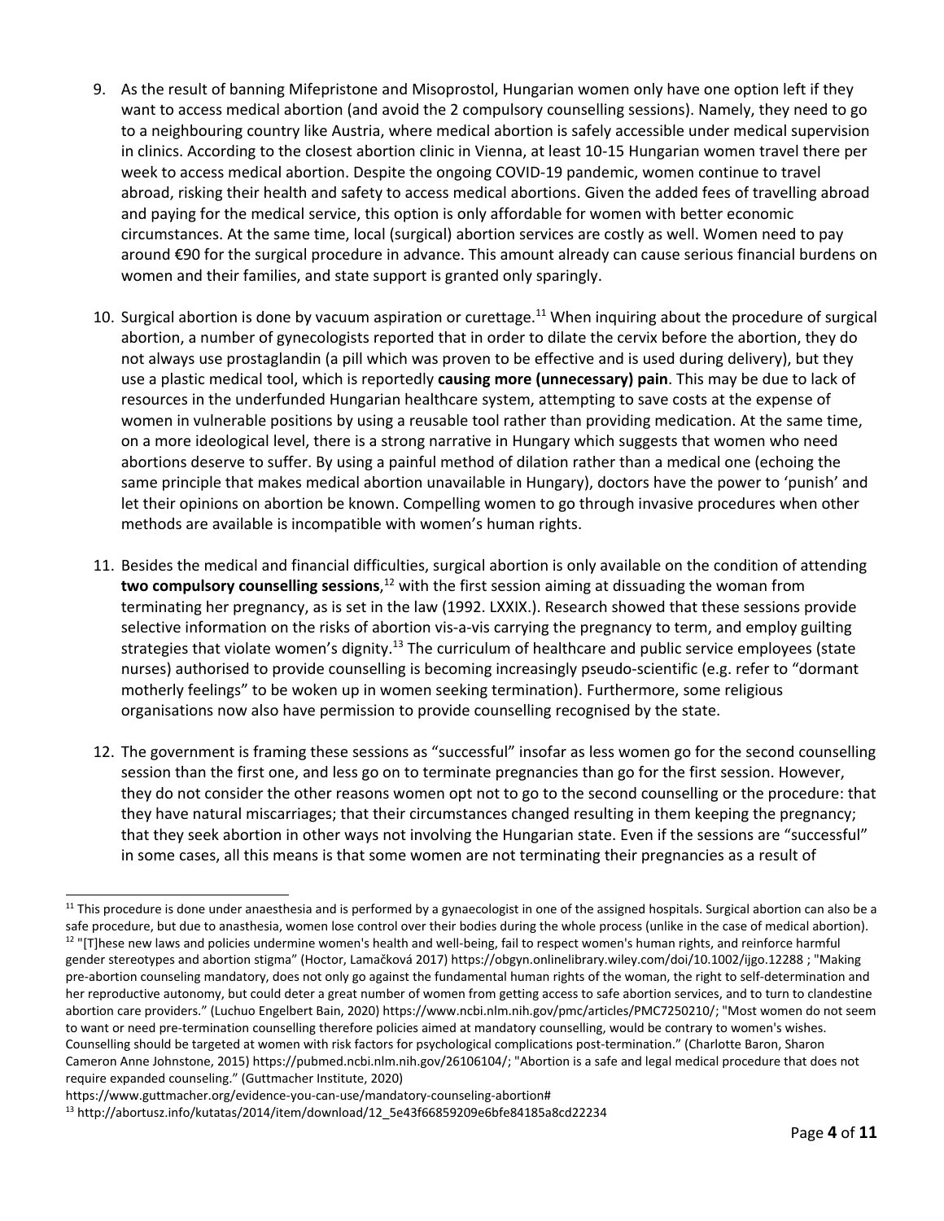9. As the result of banning Mifepristone and Misoprostol, Hungarian women only have one option left if they want to access medical abortion (and avoid the 2 compulsory counselling sessions). Namely, they need to go to a neighbouring country like Austria, where medical abortion is safely accessible under medical supervision in clinics. According to the closest abortion clinic in Vienna, at least 10-15 Hungarian women travel there per week to access medical abortion. Despite the ongoing COVID-19 pandemic, women continue to travel abroad, risking their health and safety to access medical abortions. Given the added fees of travelling abroad and paying for the medical service, this option is only affordable for women with better economic circumstances. At the same time, local (surgical) abortion services are costly as well. Women need to pay around €90 for the surgical procedure in advance. This amount already can cause serious financial burdens on women and their families, and state support is granted only sparingly.

10. Surgical abortion is done by vacuum aspiration or curettage.[11] When inquiring about the procedure of surgical abortion, a number of gynecologists reported that in order to dilate the cervix before the abortion, they do not always use prostaglandin (a pill which was proven to be effective and is used during delivery), but they use a plastic medical tool, which is reportedly **causing more (unnecessary) pain**. This may be due to lack of resources in the underfunded Hungarian healthcare system, attempting to save costs at the expense of women in vulnerable positions by using a reusable tool rather than providing medication. At the same time, on a more ideological level, there is a strong narrative in Hungary which suggests that women who need abortions deserve to suffer. By using a painful method of dilation rather than a medical one (echoing the same principle that makes medical abortion unavailable in Hungary), doctors have the power to 'punish' and let their opinions on abortion be known. Compelling women to go through invasive procedures when other methods are available is incompatible with women's human rights.

11. Besides the medical and financial difficulties, surgical abortion is only available on the condition of attending **two compulsory counselling sessions**,[12] with the first session aiming at dissuading the woman from terminating her pregnancy, as is set in the law (1992. LXXIX.). Research showed that these sessions provide selective information on the risks of abortion vis-a-vis carrying the pregnancy to term, and employ guilting strategies that violate women's dignity.[13] The curriculum of healthcare and public service employees (state nurses) authorised to provide counselling is becoming increasingly pseudo-scientific (e.g. refer to "dormant motherly feelings" to be woken up in women seeking termination). Furthermore, some religious organisations now also have permission to provide counselling recognised by the state.

12. The government is framing these sessions as "successful" insofar as less women go for the second counselling session than the first one, and less go on to terminate pregnancies than go for the first session. However, they do not consider the other reasons women opt not to go to the second counselling or the procedure: that they have natural miscarriages; that their circumstances changed resulting in them keeping the pregnancy; that they seek abortion in other ways not involving the Hungarian state. Even if the sessions are "successful" in some cases, all this means is that some women are not terminating their pregnancies as a result of

---

[11] This procedure is done under anaesthesia and is performed by a gynaecologist in one of the assigned hospitals. Surgical abortion can also be a safe procedure, but due to anasthesia, women lose control over their bodies during the whole process (unlike in the case of medical abortion).

[12] "[T]hese new laws and policies undermine women's health and well-being, fail to respect women's human rights, and reinforce harmful gender stereotypes and abortion stigma" (Hoctor, Lamačková 2017) https://obgyn.onlinelibrary.wiley.com/doi/10.1002/ijgo.12288 ; "Making pre-abortion counseling mandatory, does not only go against the fundamental human rights of the woman, the right to self-determination and her reproductive autonomy, but could deter a great number of women from getting access to safe abortion services, and to turn to clandestine abortion care providers." (Luchuo Engelbert Bain, 2020) https://www.ncbi.nlm.nih.gov/pmc/articles/PMC7250210/; "Most women do not seem to want or need pre-termination counselling therefore policies aimed at mandatory counselling, would be contrary to women's wishes. Counselling should be targeted at women with risk factors for psychological complications post-termination." (Charlotte Baron, Sharon Cameron Anne Johnstone, 2015) https://pubmed.ncbi.nlm.nih.gov/26106104/; "Abortion is a safe and legal medical procedure that does not require expanded counseling." (Guttmacher Institute, 2020) https://www.guttmacher.org/evidence-you-can-use/mandatory-counseling-abortion#

[13] http://abortusz.info/kutatas/2014/item/download/12_5e43f66859209e6bfe84185a8cd22234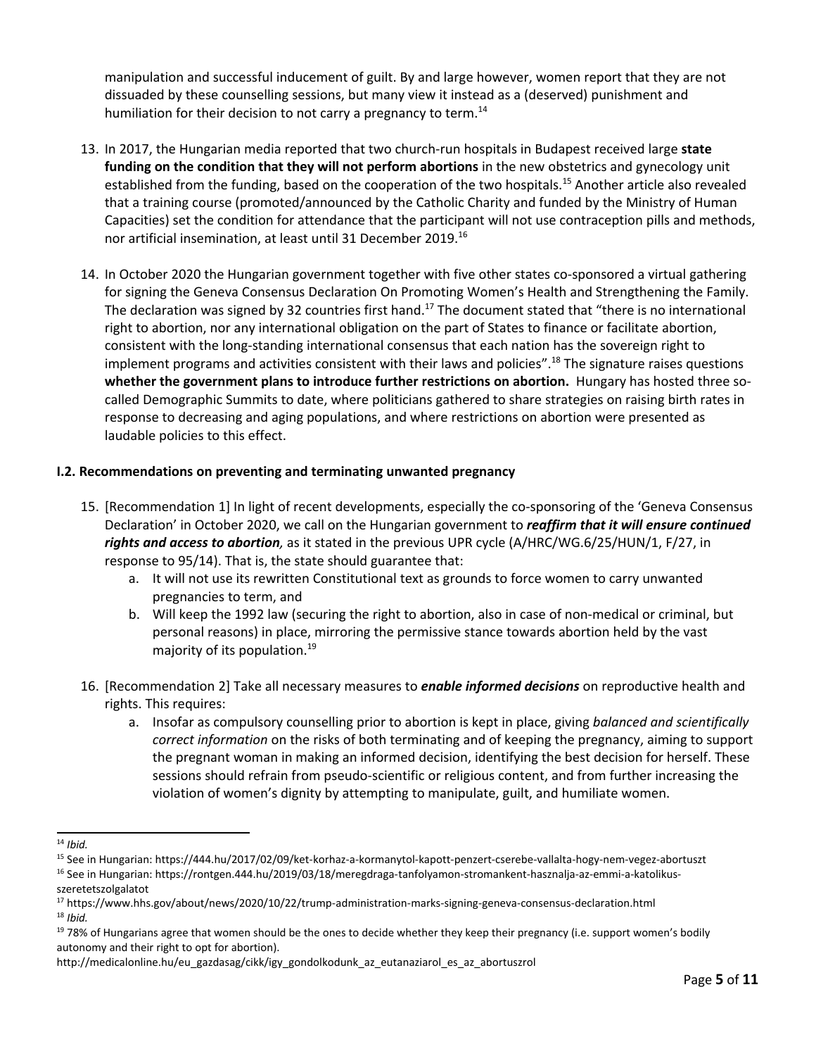manipulation and successful inducement of guilt. By and large however, women report that they are not dissuaded by these counselling sessions, but many view it instead as a (deserved) punishment and humiliation for their decision to not carry a pregnancy to term.[14]

13. In 2017, the Hungarian media reported that two church-run hospitals in Budapest received large **state funding on the condition that they will not perform abortions** in the new obstetrics and gynecology unit established from the funding, based on the cooperation of the two hospitals.[15] Another article also revealed that a training course (promoted/announced by the Catholic Charity and funded by the Ministry of Human Capacities) set the condition for attendance that the participant will not use contraception pills and methods, nor artificial insemination, at least until 31 December 2019.[16]

14. In October 2020 the Hungarian government together with five other states co-sponsored a virtual gathering for signing the Geneva Consensus Declaration On Promoting Women's Health and Strengthening the Family. The declaration was signed by 32 countries first hand.[17] The document stated that "there is no international right to abortion, nor any international obligation on the part of States to finance or facilitate abortion, consistent with the long-standing international consensus that each nation has the sovereign right to implement programs and activities consistent with their laws and policies".[18] The signature raises questions **whether the government plans to introduce further restrictions on abortion.** Hungary has hosted three so-called Demographic Summits to date, where politicians gathered to share strategies on raising birth rates in response to decreasing and aging populations, and where restrictions on abortion were presented as laudable policies to this effect.

### I.2. Recommendations on preventing and terminating unwanted pregnancy

15. [Recommendation 1] In light of recent developments, especially the co-sponsoring of the 'Geneva Consensus Declaration' in October 2020, we call on the Hungarian government to ***reaffirm that it will ensure continued rights and access to abortion,*** as it stated in the previous UPR cycle (A/HRC/WG.6/25/HUN/1, F/27, in response to 95/14). That is, the state should guarantee that:
    a. It will not use its rewritten Constitutional text as grounds to force women to carry unwanted pregnancies to term, and
    b. Will keep the 1992 law (securing the right to abortion, also in case of non-medical or criminal, but personal reasons) in place, mirroring the permissive stance towards abortion held by the vast majority of its population.[19]

16. [Recommendation 2] Take all necessary measures to ***enable informed decisions*** on reproductive health and rights. This requires:
    a. Insofar as compulsory counselling prior to abortion is kept in place, giving *balanced and scientifically correct information* on the risks of both terminating and of keeping the pregnancy, aiming to support the pregnant woman in making an informed decision, identifying the best decision for herself. These sessions should refrain from pseudo-scientific or religious content, and from further increasing the violation of women's dignity by attempting to manipulate, guilt, and humiliate women.

---

[14] *Ibid.*

[15] See in Hungarian: https://444.hu/2017/02/09/ket-korhaz-a-kormanytol-kapott-penzert-cserebe-vallalta-hogy-nem-vegez-abortuszt

[16] See in Hungarian: https://rontgen.444.hu/2019/03/18/meregdraga-tanfolyamon-stromankent-hasznalja-az-emmi-a-katolikus-szeretetszolgalatot

[17] https://www.hhs.gov/about/news/2020/10/22/trump-administration-marks-signing-geneva-consensus-declaration.html

[18] *Ibid.*

[19] 78% of Hungarians agree that women should be the ones to decide whether they keep their pregnancy (i.e. support women's bodily autonomy and their right to opt for abortion).
http://medicalonline.hu/eu_gazdasag/cikk/igy_gondolkodunk_az_eutanaziarol_es_az_abortuszrol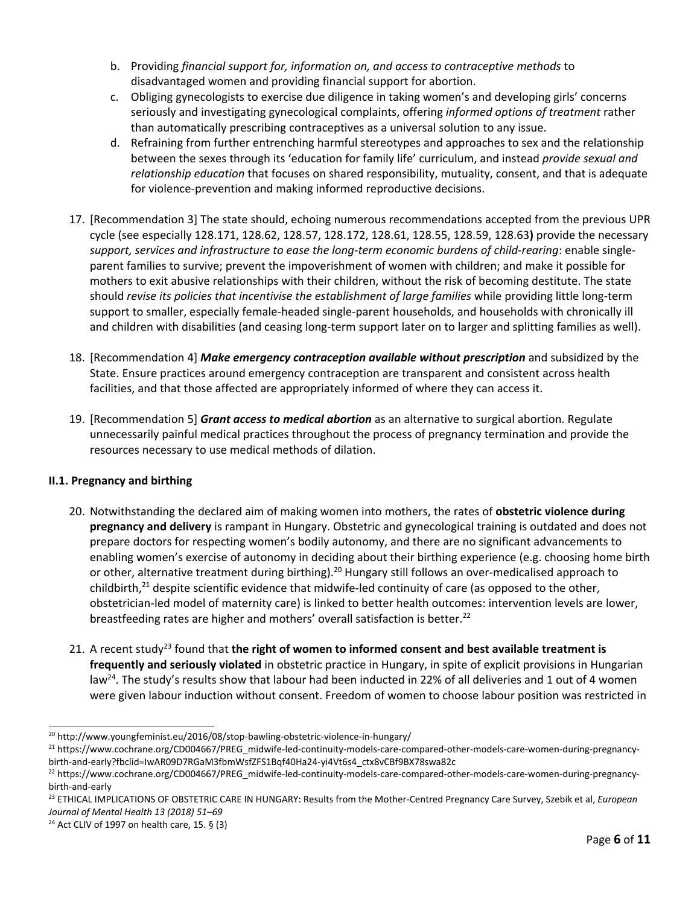b. Providing *financial support for, information on, and access to contraceptive methods* to disadvantaged women and providing financial support for abortion.

c. Obliging gynecologists to exercise due diligence in taking women's and developing girls' concerns seriously and investigating gynecological complaints, offering *informed options of treatment* rather than automatically prescribing contraceptives as a universal solution to any issue.

d. Refraining from further entrenching harmful stereotypes and approaches to sex and the relationship between the sexes through its 'education for family life' curriculum, and instead *provide sexual and relationship education* that focuses on shared responsibility, mutuality, consent, and that is adequate for violence-prevention and making informed reproductive decisions.

17. [Recommendation 3] The state should, echoing numerous recommendations accepted from the previous UPR cycle (see especially 128.171, 128.62, 128.57, 128.172, 128.61, 128.55, 128.59, 128.63**)** provide the necessary *support, services and infrastructure to ease the long-term economic burdens of child-rearing*: enable single-parent families to survive; prevent the impoverishment of women with children; and make it possible for mothers to exit abusive relationships with their children, without the risk of becoming destitute. The state should *revise its policies that incentivise the establishment of large families* while providing little long-term support to smaller, especially female-headed single-parent households, and households with chronically ill and children with disabilities (and ceasing long-term support later on to larger and splitting families as well).

18. [Recommendation 4] ***Make emergency contraception available without prescription*** and subsidized by the State. Ensure practices around emergency contraception are transparent and consistent across health facilities, and that those affected are appropriately informed of where they can access it.

19. [Recommendation 5] ***Grant access to medical abortion*** as an alternative to surgical abortion. Regulate unnecessarily painful medical practices throughout the process of pregnancy termination and provide the resources necessary to use medical methods of dilation.

### II.1. Pregnancy and birthing

20. Notwithstanding the declared aim of making women into mothers, the rates of **obstetric violence during pregnancy and delivery** is rampant in Hungary. Obstetric and gynecological training is outdated and does not prepare doctors for respecting women's bodily autonomy, and there are no significant advancements to enabling women's exercise of autonomy in deciding about their birthing experience (e.g. choosing home birth or other, alternative treatment during birthing).[20] Hungary still follows an over-medicalised approach to childbirth,[21] despite scientific evidence that midwife-led continuity of care (as opposed to the other, obstetrician-led model of maternity care) is linked to better health outcomes: intervention levels are lower, breastfeeding rates are higher and mothers' overall satisfaction is better.[22]

21. A recent study[23] found that **the right of women to informed consent and best available treatment is frequently and seriously violated** in obstetric practice in Hungary, in spite of explicit provisions in Hungarian law[24]. The study's results show that labour had been inducted in 22% of all deliveries and 1 out of 4 women were given labour induction without consent. Freedom of women to choose labour position was restricted in

---

[20] http://www.youngfeminist.eu/2016/08/stop-bawling-obstetric-violence-in-hungary/

[21] https://www.cochrane.org/CD004667/PREG_midwife-led-continuity-models-care-compared-other-models-care-women-during-pregnancy-birth-and-early?fbclid=IwAR09D7RGaM3fbmWsfZFS1Bqf40Ha24-yi4Vt6s4_ctx8vCBf9BX78swa82c

[22] https://www.cochrane.org/CD004667/PREG_midwife-led-continuity-models-care-compared-other-models-care-women-during-pregnancy-birth-and-early

[23] ETHICAL IMPLICATIONS OF OBSTETRIC CARE IN HUNGARY: Results from the Mother-Centred Pregnancy Care Survey, Szebik et al, *European Journal of Mental Health 13 (2018) 51–69*

[24] Act CLIV of 1997 on health care, 15. § (3)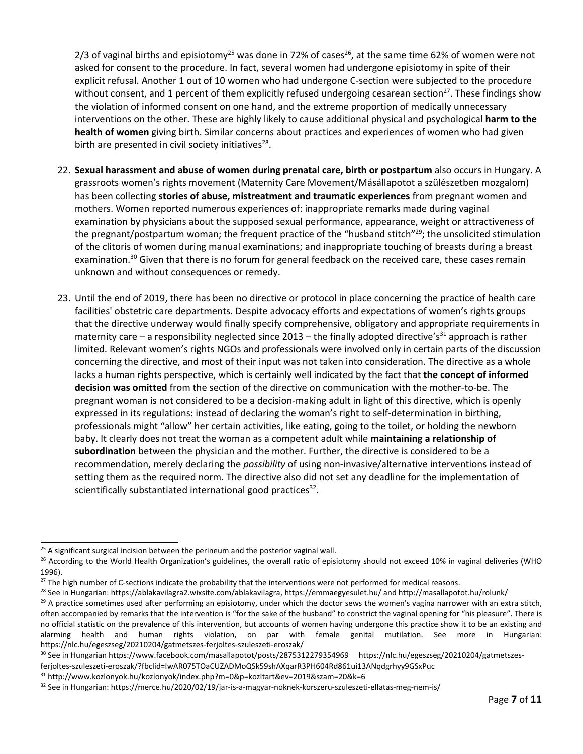2/3 of vaginal births and episiotomy[25] was done in 72% of cases[26], at the same time 62% of women were not asked for consent to the procedure. In fact, several women had undergone episiotomy in spite of their explicit refusal. Another 1 out of 10 women who had undergone C-section were subjected to the procedure without consent, and 1 percent of them explicitly refused undergoing cesarean section[27]. These findings show the violation of informed consent on one hand, and the extreme proportion of medically unnecessary interventions on the other. These are highly likely to cause additional physical and psychological **harm to the health of women** giving birth. Similar concerns about practices and experiences of women who had given birth are presented in civil society initiatives[28].

22. **Sexual harassment and abuse of women during prenatal care, birth or postpartum** also occurs in Hungary. A grassroots women's rights movement (Maternity Care Movement/Másállapotot a szülészetben mozgalom) has been collecting **stories of abuse, mistreatment and traumatic experiences** from pregnant women and mothers. Women reported numerous experiences of: inappropriate remarks made during vaginal examination by physicians about the supposed sexual performance, appearance, weight or attractiveness of the pregnant/postpartum woman; the frequent practice of the "husband stitch"[29]; the unsolicited stimulation of the clitoris of women during manual examinations; and inappropriate touching of breasts during a breast examination.[30] Given that there is no forum for general feedback on the received care, these cases remain unknown and without consequences or remedy.

23. Until the end of 2019, there has been no directive or protocol in place concerning the practice of health care facilities' obstetric care departments. Despite advocacy efforts and expectations of women's rights groups that the directive underway would finally specify comprehensive, obligatory and appropriate requirements in maternity care – a responsibility neglected since 2013 – the finally adopted directive's[31] approach is rather limited. Relevant women's rights NGOs and professionals were involved only in certain parts of the discussion concerning the directive, and most of their input was not taken into consideration. The directive as a whole lacks a human rights perspective, which is certainly well indicated by the fact that **the concept of informed decision was omitted** from the section of the directive on communication with the mother-to-be. The pregnant woman is not considered to be a decision-making adult in light of this directive, which is openly expressed in its regulations: instead of declaring the woman's right to self-determination in birthing, professionals might "allow" her certain activities, like eating, going to the toilet, or holding the newborn baby. It clearly does not treat the woman as a competent adult while **maintaining a relationship of subordination** between the physician and the mother. Further, the directive is considered to be a recommendation, merely declaring the *possibility* of using non-invasive/alternative interventions instead of setting them as the required norm. The directive also did not set any deadline for the implementation of scientifically substantiated international good practices[32].

---

[25] A significant surgical incision between the perineum and the posterior vaginal wall.

[26] According to the World Health Organization's guidelines, the overall ratio of episiotomy should not exceed 10% in vaginal deliveries (WHO 1996).

[27] The high number of C-sections indicate the probability that the interventions were not performed for medical reasons.

[28] See in Hungarian: https://ablakavilagra2.wixsite.com/ablakavilagra, https://emmaegyesulet.hu/ and http://masallapotot.hu/rolunk/

[29] A practice sometimes used after performing an episiotomy, under which the doctor sews the women's vagina narrower with an extra stitch, often accompanied by remarks that the intervention is "for the sake of the husband" to constrict the vaginal opening for "his pleasure". There is no official statistic on the prevalence of this intervention, but accounts of women having undergone this practice show it to be an existing and alarming health and human rights violation, on par with female genital mutilation. See more in Hungarian: https://nlc.hu/egeszseg/20210204/gatmetszes-ferjoltes-szuleszeti-eroszak/

[30] See in Hungarian https://www.facebook.com/masallapotot/posts/2875312279354969 https://nlc.hu/egeszseg/20210204/gatmetszes-ferjoltes-szuleszeti-eroszak/?fbclid=IwAR075TOaCUZADMoQSk59shAXqarR3PH604Rd861ui13ANqdgrhyy9GSxPuc

[31] http://www.kozlonyok.hu/kozlonyok/index.php?m=0&p=kozltart&ev=2019&szam=20&k=6

[32] See in Hungarian: https://merce.hu/2020/02/19/jar-is-a-magyar-noknek-korszeru-szuleszeti-ellatas-meg-nem-is/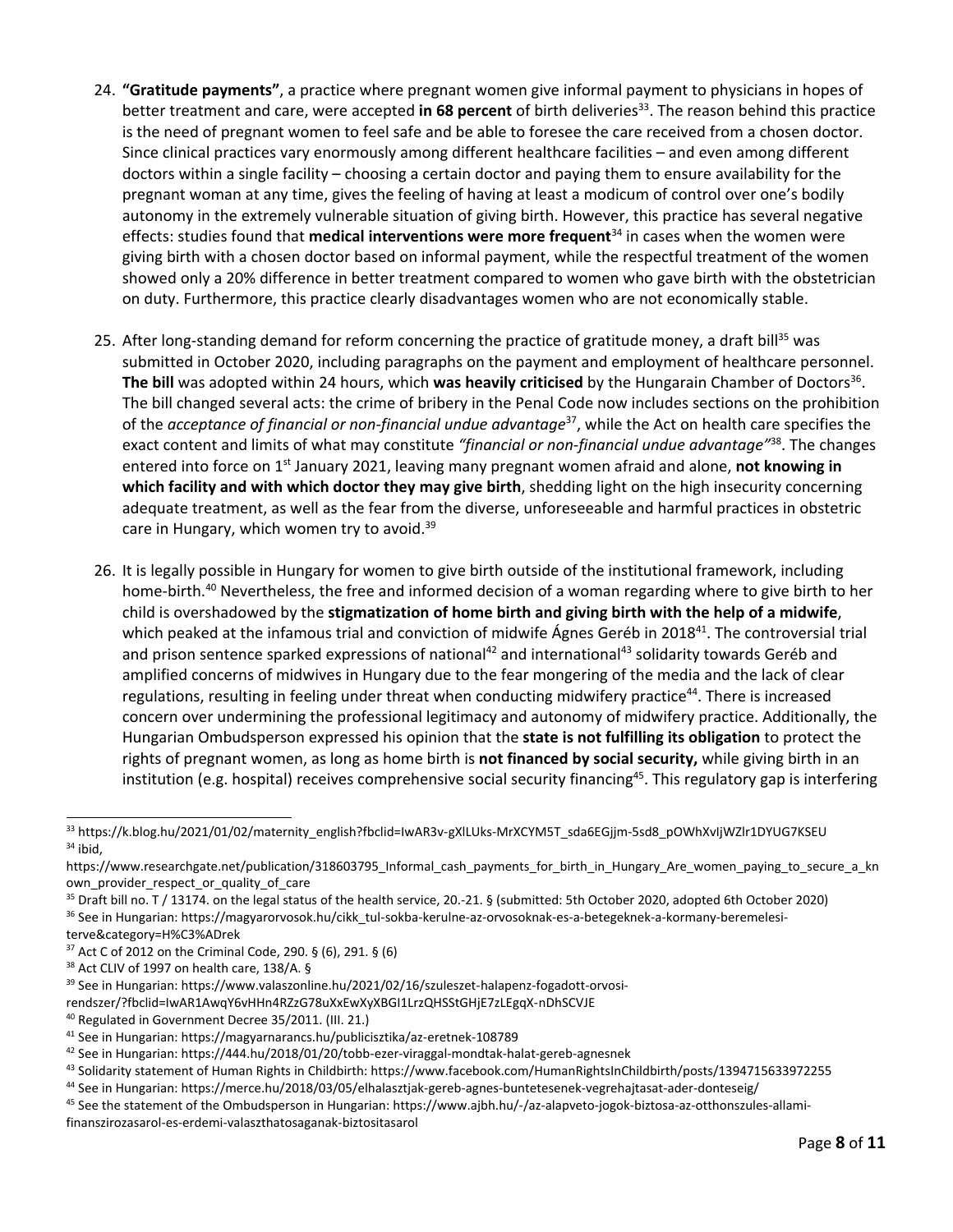24. **"Gratitude payments"**, a practice where pregnant women give informal payment to physicians in hopes of better treatment and care, were accepted **in 68 percent** of birth deliveries[33]. The reason behind this practice is the need of pregnant women to feel safe and be able to foresee the care received from a chosen doctor. Since clinical practices vary enormously among different healthcare facilities – and even among different doctors within a single facility – choosing a certain doctor and paying them to ensure availability for the pregnant woman at any time, gives the feeling of having at least a modicum of control over one's bodily autonomy in the extremely vulnerable situation of giving birth. However, this practice has several negative effects: studies found that **medical interventions were more frequent**[34] in cases when the women were giving birth with a chosen doctor based on informal payment, while the respectful treatment of the women showed only a 20% difference in better treatment compared to women who gave birth with the obstetrician on duty. Furthermore, this practice clearly disadvantages women who are not economically stable.

25. After long-standing demand for reform concerning the practice of gratitude money, a draft bill[35] was submitted in October 2020, including paragraphs on the payment and employment of healthcare personnel. **The bill** was adopted within 24 hours, which **was heavily criticised** by the Hungarain Chamber of Doctors[36]. The bill changed several acts: the crime of bribery in the Penal Code now includes sections on the prohibition of the *acceptance of financial or non-financial undue advantage*[37], while the Act on health care specifies the exact content and limits of what may constitute *"financial or non-financial undue advantage"*[38]. The changes entered into force on 1st January 2021, leaving many pregnant women afraid and alone, **not knowing in which facility and with which doctor they may give birth**, shedding light on the high insecurity concerning adequate treatment, as well as the fear from the diverse, unforeseeable and harmful practices in obstetric care in Hungary, which women try to avoid.[39]

26. It is legally possible in Hungary for women to give birth outside of the institutional framework, including home-birth.[40] Nevertheless, the free and informed decision of a woman regarding where to give birth to her child is overshadowed by the **stigmatization of home birth and giving birth with the help of a midwife**, which peaked at the infamous trial and conviction of midwife Ágnes Geréb in 2018[41]. The controversial trial and prison sentence sparked expressions of national[42] and international[43] solidarity towards Geréb and amplified concerns of midwives in Hungary due to the fear mongering of the media and the lack of clear regulations, resulting in feeling under threat when conducting midwifery practice[44]. There is increased concern over undermining the professional legitimacy and autonomy of midwifery practice. Additionally, the Hungarian Ombudsperson expressed his opinion that the **state is not fulfilling its obligation** to protect the rights of pregnant women, as long as home birth is **not financed by social security,** while giving birth in an institution (e.g. hospital) receives comprehensive social security financing[45]. This regulatory gap is interfering

---

[33] https://k.blog.hu/2021/01/02/maternity_english?fbclid=IwAR3v-gXlLUks-MrXCYM5T_sda6EGjjm-5sd8_pOWhXvIjWZlr1DYUG7KSEU

[34] ibid, https://www.researchgate.net/publication/318603795_Informal_cash_payments_for_birth_in_Hungary_Are_women_paying_to_secure_a_known_provider_respect_or_quality_of_care

[35] Draft bill no. T / 13174. on the legal status of the health service, 20.-21. § (submitted: 5th October 2020, adopted 6th October 2020)

[36] See in Hungarian: https://magyarorvosok.hu/cikk_tul-sokba-kerulne-az-orvosoknak-es-a-betegeknek-a-kormany-beremelesi-terve&category=H%C3%ADrek

[37] Act C of 2012 on the Criminal Code, 290. § (6), 291. § (6)

[38] Act CLIV of 1997 on health care, 138/A. §

[39] See in Hungarian: https://www.valaszonline.hu/2021/02/16/szuleszet-halapenz-fogadott-orvosi-rendszer/?fbclid=IwAR1AwqY6vHHn4RZzG78uXxEwXyXBGI1LrzQHSStGHjE7zLEgqX-nDhSCVJE

[40] Regulated in Government Decree 35/2011. (III. 21.)

[41] See in Hungarian: https://magyarnarancs.hu/publicisztika/az-eretnek-108789

[42] See in Hungarian: https://444.hu/2018/01/20/tobb-ezer-viraggal-mondtak-halat-gereb-agnesnek

[43] Solidarity statement of Human Rights in Childbirth: https://www.facebook.com/HumanRightsInChildbirth/posts/1394715633972255

[44] See in Hungarian: https://merce.hu/2018/03/05/elhalasztjak-gereb-agnes-buntetesenek-vegrehajtasat-ader-donteseig/

[45] See the statement of the Ombudsperson in Hungarian: https://www.ajbh.hu/-/az-alapveto-jogok-biztosa-az-otthonszules-allami-finanszirozasarol-es-erdemi-valaszthatosaganak-biztositasarol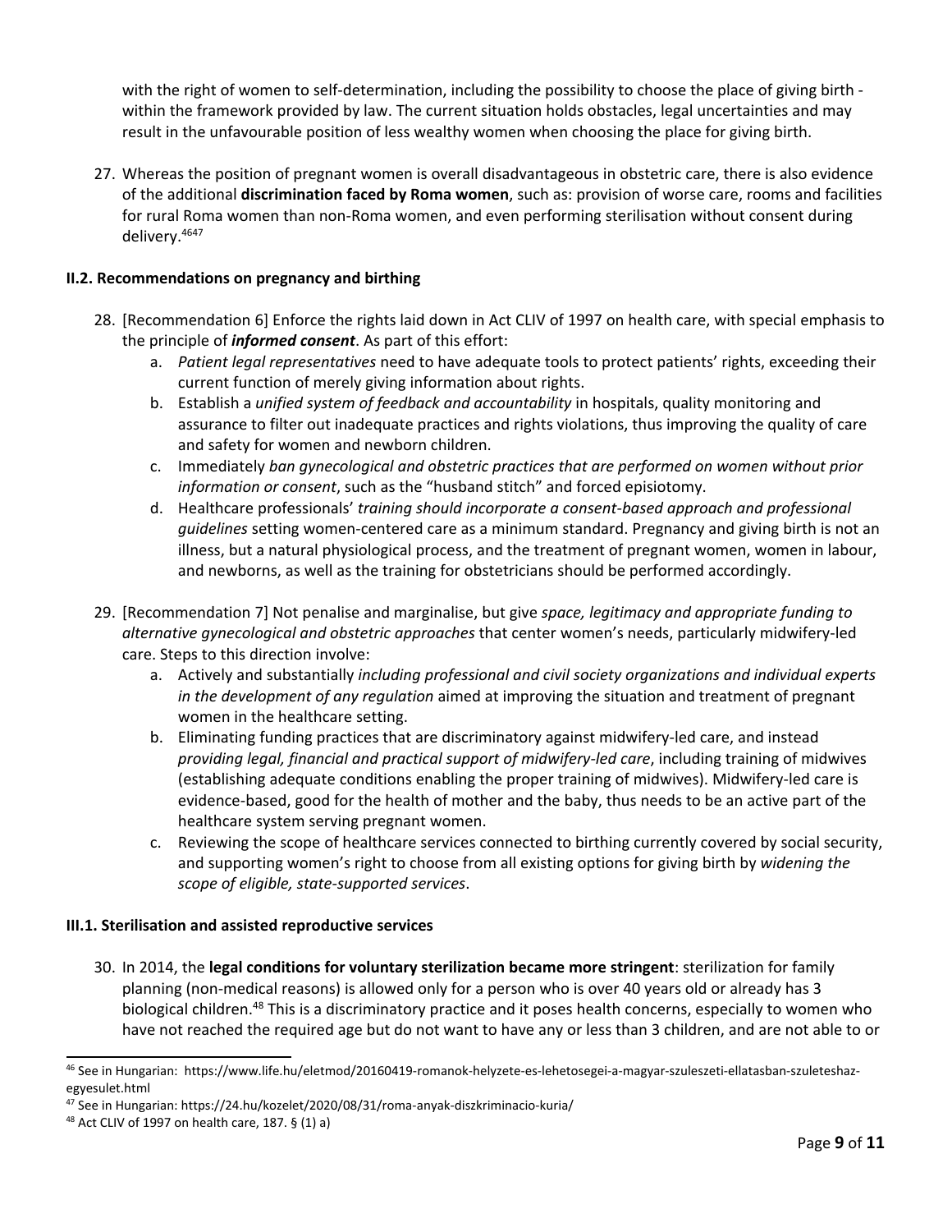with the right of women to self-determination, including the possibility to choose the place of giving birth - within the framework provided by law. The current situation holds obstacles, legal uncertainties and may result in the unfavourable position of less wealthy women when choosing the place for giving birth.

27. Whereas the position of pregnant women is overall disadvantageous in obstetric care, there is also evidence of the additional **discrimination faced by Roma women**, such as: provision of worse care, rooms and facilities for rural Roma women than non-Roma women, and even performing sterilisation without consent during delivery.[46][47]

**II.2. Recommendations on pregnancy and birthing**

28. [Recommendation 6] Enforce the rights laid down in Act CLIV of 1997 on health care, with special emphasis to the principle of ***informed consent***. As part of this effort:
    a. *Patient legal representatives* need to have adequate tools to protect patients' rights, exceeding their current function of merely giving information about rights.
    b. Establish a *unified system of feedback and accountability* in hospitals, quality monitoring and assurance to filter out inadequate practices and rights violations, thus improving the quality of care and safety for women and newborn children.
    c. Immediately *ban gynecological and obstetric practices that are performed on women without prior information or consent*, such as the "husband stitch" and forced episiotomy.
    d. Healthcare professionals' *training should incorporate a consent-based approach and professional guidelines* setting women-centered care as a minimum standard. Pregnancy and giving birth is not an illness, but a natural physiological process, and the treatment of pregnant women, women in labour, and newborns, as well as the training for obstetricians should be performed accordingly.

29. [Recommendation 7] Not penalise and marginalise, but give *space, legitimacy and appropriate funding to alternative gynecological and obstetric approaches* that center women's needs, particularly midwifery-led care. Steps to this direction involve:
    a. Actively and substantially *including professional and civil society organizations and individual experts in the development of any regulation* aimed at improving the situation and treatment of pregnant women in the healthcare setting.
    b. Eliminating funding practices that are discriminatory against midwifery-led care, and instead *providing legal, financial and practical support of midwifery-led care*, including training of midwives (establishing adequate conditions enabling the proper training of midwives). Midwifery-led care is evidence-based, good for the health of mother and the baby, thus needs to be an active part of the healthcare system serving pregnant women.
    c. Reviewing the scope of healthcare services connected to birthing currently covered by social security, and supporting women's right to choose from all existing options for giving birth by *widening the scope of eligible, state-supported services*.

**III.1. Sterilisation and assisted reproductive services**

30. In 2014, the **legal conditions for voluntary sterilization became more stringent**: sterilization for family planning (non-medical reasons) is allowed only for a person who is over 40 years old or already has 3 biological children.[48] This is a discriminatory practice and it poses health concerns, especially to women who have not reached the required age but do not want to have any or less than 3 children, and are not able to or

---

[46] See in Hungarian: https://www.life.hu/eletmod/20160419-romanok-helyzete-es-lehetosegei-a-magyar-szuleszeti-ellatasban-szuleteshaz-egyesulet.html

[47] See in Hungarian: https://24.hu/kozelet/2020/08/31/roma-anyak-diszkriminacio-kuria/

[48] Act CLIV of 1997 on health care, 187. § (1) a)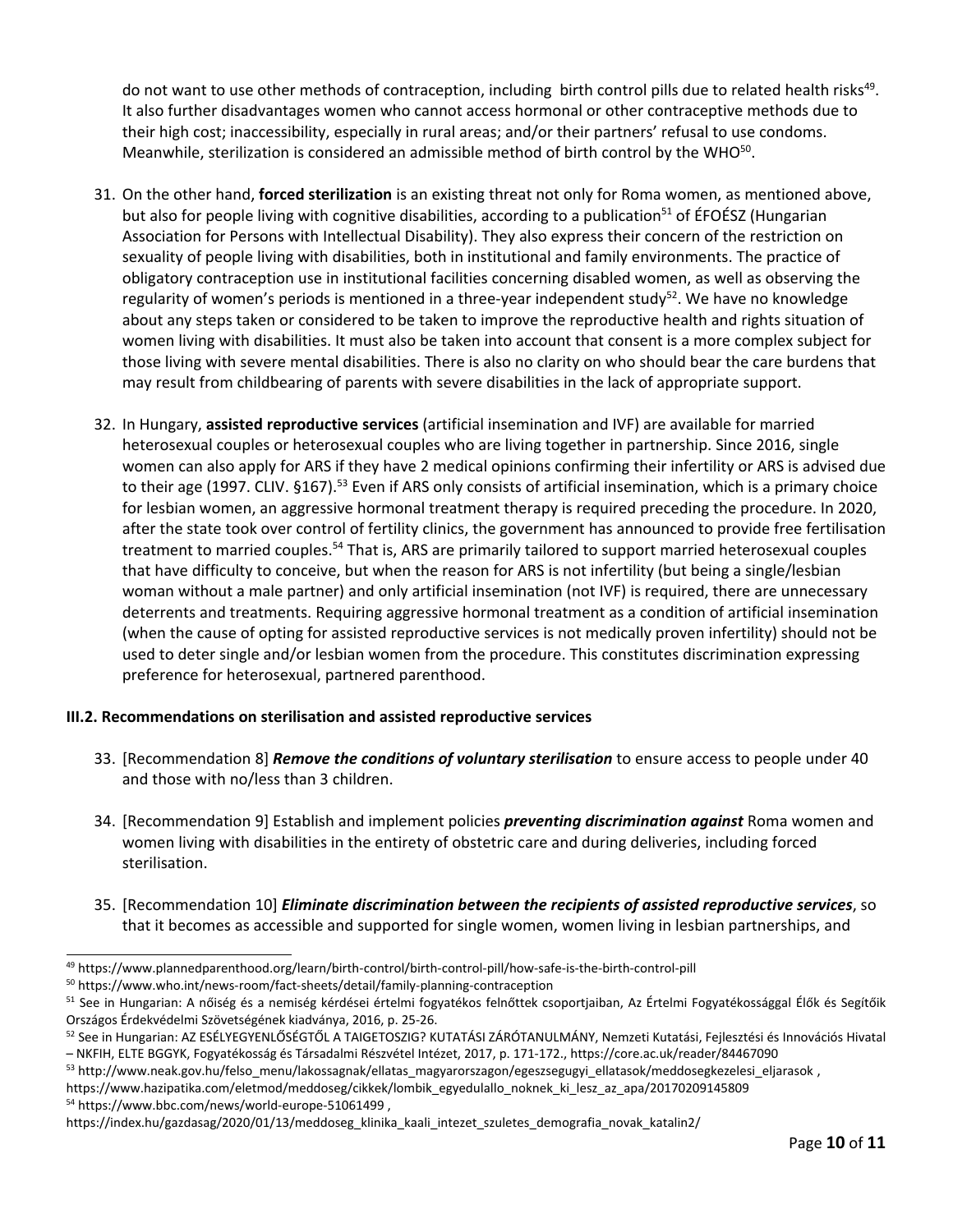do not want to use other methods of contraception, including birth control pills due to related health risks[49]. It also further disadvantages women who cannot access hormonal or other contraceptive methods due to their high cost; inaccessibility, especially in rural areas; and/or their partners' refusal to use condoms. Meanwhile, sterilization is considered an admissible method of birth control by the WHO[50].

31. On the other hand, **forced sterilization** is an existing threat not only for Roma women, as mentioned above, but also for people living with cognitive disabilities, according to a publication[51] of ÉFOÉSZ (Hungarian Association for Persons with Intellectual Disability). They also express their concern of the restriction on sexuality of people living with disabilities, both in institutional and family environments. The practice of obligatory contraception use in institutional facilities concerning disabled women, as well as observing the regularity of women's periods is mentioned in a three-year independent study[52]. We have no knowledge about any steps taken or considered to be taken to improve the reproductive health and rights situation of women living with disabilities. It must also be taken into account that consent is a more complex subject for those living with severe mental disabilities. There is also no clarity on who should bear the care burdens that may result from childbearing of parents with severe disabilities in the lack of appropriate support.

32. In Hungary, **assisted reproductive services** (artificial insemination and IVF) are available for married heterosexual couples or heterosexual couples who are living together in partnership. Since 2016, single women can also apply for ARS if they have 2 medical opinions confirming their infertility or ARS is advised due to their age (1997. CLIV. §167).[53] Even if ARS only consists of artificial insemination, which is a primary choice for lesbian women, an aggressive hormonal treatment therapy is required preceding the procedure. In 2020, after the state took over control of fertility clinics, the government has announced to provide free fertilisation treatment to married couples.[54] That is, ARS are primarily tailored to support married heterosexual couples that have difficulty to conceive, but when the reason for ARS is not infertility (but being a single/lesbian woman without a male partner) and only artificial insemination (not IVF) is required, there are unnecessary deterrents and treatments. Requiring aggressive hormonal treatment as a condition of artificial insemination (when the cause of opting for assisted reproductive services is not medically proven infertility) should not be used to deter single and/or lesbian women from the procedure. This constitutes discrimination expressing preference for heterosexual, partnered parenthood.

**III.2. Recommendations on sterilisation and assisted reproductive services**

33. [Recommendation 8] ***Remove the conditions of voluntary sterilisation*** to ensure access to people under 40 and those with no/less than 3 children.

34. [Recommendation 9] Establish and implement policies ***preventing discrimination against*** Roma women and women living with disabilities in the entirety of obstetric care and during deliveries, including forced sterilisation.

35. [Recommendation 10] ***Eliminate discrimination between the recipients of assisted reproductive services***, so that it becomes as accessible and supported for single women, women living in lesbian partnerships, and

---

[49] https://www.plannedparenthood.org/learn/birth-control/birth-control-pill/how-safe-is-the-birth-control-pill

[50] https://www.who.int/news-room/fact-sheets/detail/family-planning-contraception

[51] See in Hungarian: A nőiség és a nemiség kérdései értelmi fogyatékos felnőttek csoportjaiban, Az Értelmi Fogyatékossággal Élők és Segítőik Országos Érdekvédelmi Szövetségének kiadványa, 2016, p. 25-26.

[52] See in Hungarian: AZ ESÉLYEGYENLŐSÉGTŐL A TAIGETOSZIG? KUTATÁSI ZÁRÓTANULMÁNY, Nemzeti Kutatási, Fejlesztési és Innovációs Hivatal – NKFIH, ELTE BGGYK, Fogyatékosság és Társadalmi Részvétel Intézet, 2017, p. 171-172., https://core.ac.uk/reader/84467090

[53] http://www.neak.gov.hu/felso_menu/lakossagnak/ellatas_magyarorszagon/egeszsegugyi_ellatasok/meddosegkezelesi_eljarasok , https://www.hazipatika.com/eletmod/meddoseg/cikkek/lombik_egyedulallo_noknek_ki_lesz_az_apa/20170209145809

[54] https://www.bbc.com/news/world-europe-51061499 , https://index.hu/gazdasag/2020/01/13/meddoseg_klinika_kaali_intezet_szuletes_demografia_novak_katalin2/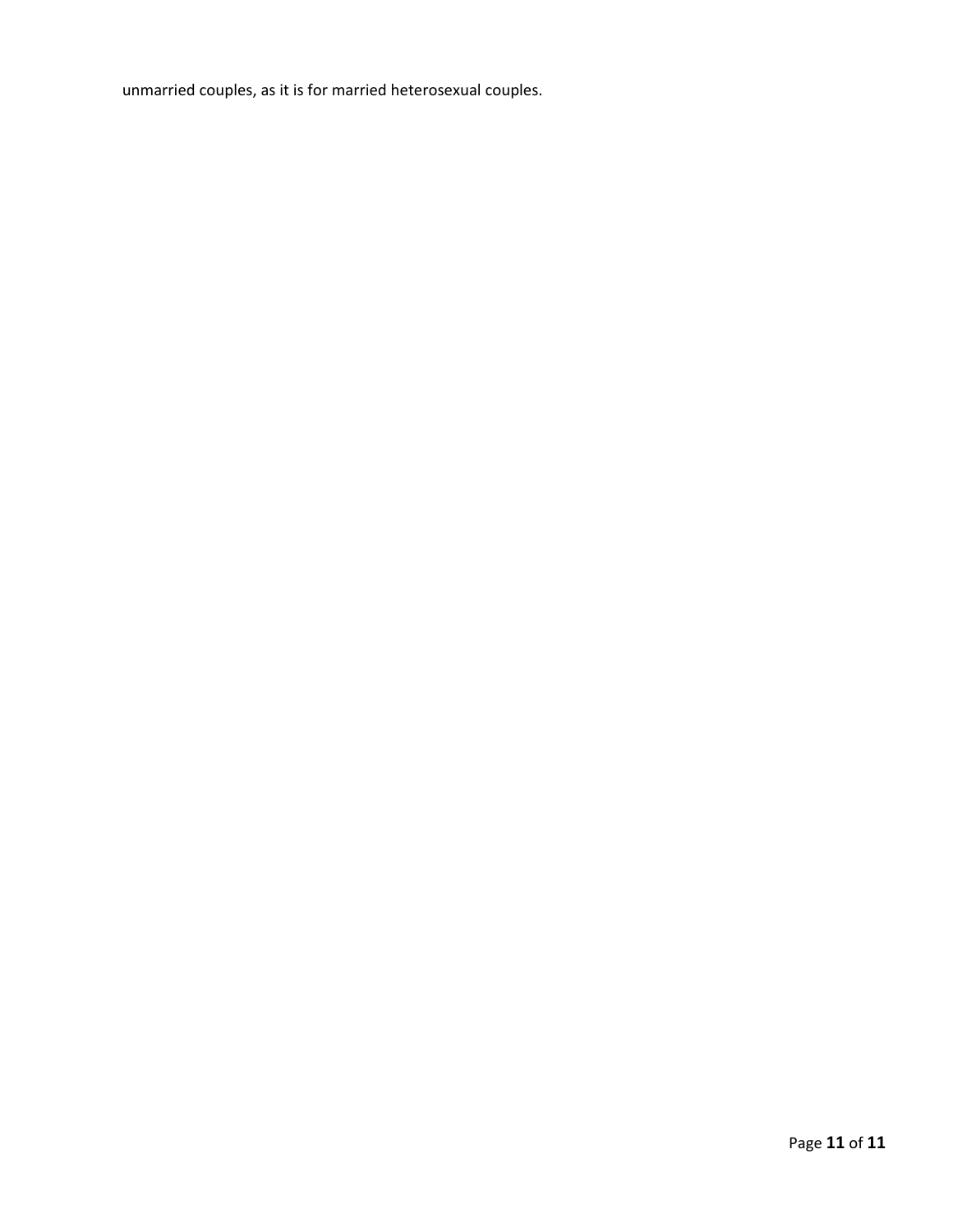unmarried couples, as it is for married heterosexual couples.